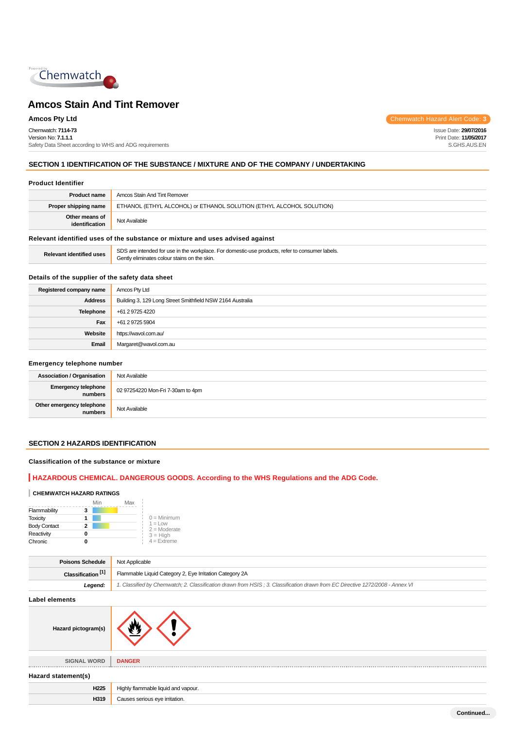# Amcos Stain And Tint Remover

**Amcos Pty Ltd**

Chemwatch Hazard Alert Code: **3**

Chemwatch: **7114-73**
Version No: **7.1.1.1**
Safety Data Sheet according to WHS and ADG requirements

Issue Date: **29/07/2016**
Print Date: **11/05/2017**
S.GHS.AUS.EN

## SECTION 1 IDENTIFICATION OF THE SUBSTANCE / MIXTURE AND OF THE COMPANY / UNDERTAKING

### Product Identifier

| | |
|---|---|
| **Product name** | Amcos Stain And Tint Remover |
| **Proper shipping name** | ETHANOL (ETHYL ALCOHOL) or ETHANOL SOLUTION (ETHYL ALCOHOL SOLUTION) |
| **Other means of identification** | Not Available |

### Relevant identified uses of the substance or mixture and uses advised against

| | |
|---|---|
| **Relevant identified uses** | SDS are intended for use in the workplace. For domestic-use products, refer to consumer labels.<br>Gently eliminates colour stains on the skin. |

### Details of the supplier of the safety data sheet

| | |
|---|---|
| **Registered company name** | Amcos Pty Ltd |
| **Address** | Building 3, 129 Long Street Smithfield NSW 2164 Australia |
| **Telephone** | +61 2 9725 4220 |
| **Fax** | +61 2 9725 5904 |
| **Website** | https://wavol.com.au/ |
| **Email** | Margaret@wavol.com.au |

### Emergency telephone number

| | |
|---|---|
| **Association / Organisation** | Not Available |
| **Emergency telephone numbers** | 02 97254220 Mon-Fri 7-30am to 4pm |
| **Other emergency telephone numbers** | Not Available |

## SECTION 2 HAZARDS IDENTIFICATION

### Classification of the substance or mixture

**HAZARDOUS CHEMICAL. DANGEROUS GOODS. According to the WHS Regulations and the ADG Code.**

**CHEMWATCH HAZARD RATINGS**

| | Rating |
|---|---|
| Flammability | 3 |
| Toxicity | 1 |
| Body Contact | 2 |
| Reactivity | 0 |
| Chronic | 0 |

0 = Minimum
1 = Low
2 = Moderate
3 = High
4 = Extreme

| | |
|---|---|
| **Poisons Schedule** | Not Applicable |
| **Classification [1]** | Flammable Liquid Category 2, Eye Irritation Category 2A |
| ***Legend:*** | *1. Classified by Chemwatch; 2. Classification drawn from HSIS ; 3. Classification drawn from EC Directive 1272/2008 - Annex VI* |

### Label elements

| | |
|---|---|
| **Hazard pictogram(s)** | |
| **SIGNAL WORD** | **DANGER** |

### Hazard statement(s)

| | |
|---|---|
| **H225** | Highly flammable liquid and vapour. |
| **H319** | Causes serious eye irritation. |

Continued...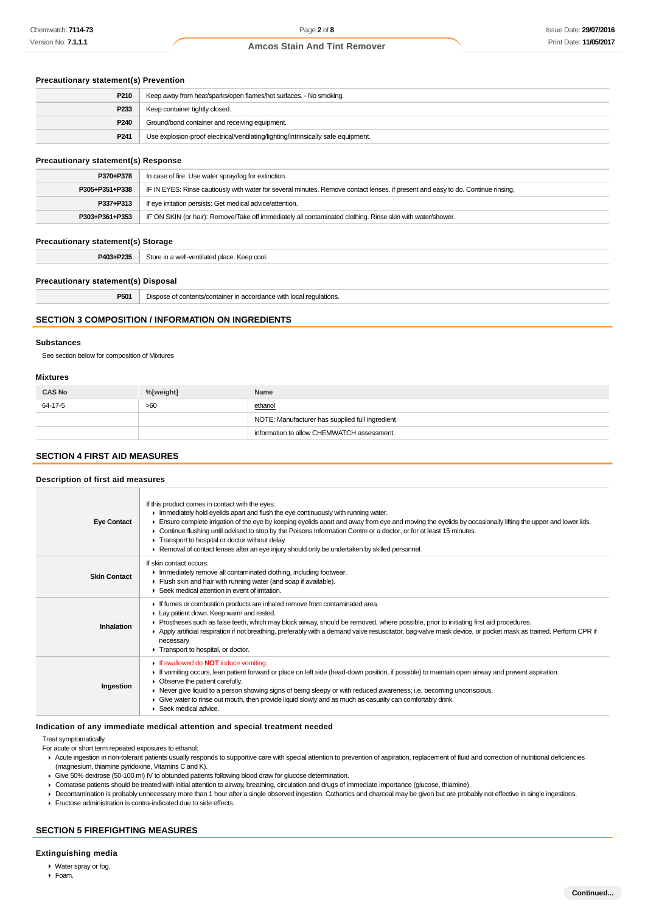### Precautionary statement(s) Prevention

| | |
|---|---|
| **P210** | Keep away from heat/sparks/open flames/hot surfaces. - No smoking. |
| **P233** | Keep container tightly closed. |
| **P240** | Ground/bond container and receiving equipment. |
| **P241** | Use explosion-proof electrical/ventilating/lighting/intrinsically safe equipment. |

### Precautionary statement(s) Response

| | |
|---|---|
| **P370+P378** | In case of fire: Use water spray/fog for extinction. |
| **P305+P351+P338** | IF IN EYES: Rinse cautiously with water for several minutes. Remove contact lenses, if present and easy to do. Continue rinsing. |
| **P337+P313** | If eye irritation persists: Get medical advice/attention. |
| **P303+P361+P353** | IF ON SKIN (or hair): Remove/Take off immediately all contaminated clothing. Rinse skin with water/shower. |

### Precautionary statement(s) Storage

| | |
|---|---|
| **P403+P235** | Store in a well-ventilated place. Keep cool. |

### Precautionary statement(s) Disposal

| | |
|---|---|
| **P501** | Dispose of contents/container in accordance with local regulations. |

## SECTION 3 COMPOSITION / INFORMATION ON INGREDIENTS

### Substances

See section below for composition of Mixtures

### Mixtures

| CAS No | %[weight] | Name |
|---|---|---|
| 64-17-5 | >60 | ethanol |
| | | NOTE: Manufacturer has supplied full ingredient |
| | | information to allow CHEMWATCH assessment. |

## SECTION 4 FIRST AID MEASURES

### Description of first aid measures

| | |
|---|---|
| **Eye Contact** | If this product comes in contact with the eyes:<br>▸ Immediately hold eyelids apart and flush the eye continuously with running water.<br>▸ Ensure complete irrigation of the eye by keeping eyelids apart and away from eye and moving the eyelids by occasionally lifting the upper and lower lids.<br>▸ Continue flushing until advised to stop by the Poisons Information Centre or a doctor, or for at least 15 minutes.<br>▸ Transport to hospital or doctor without delay.<br>▸ Removal of contact lenses after an eye injury should only be undertaken by skilled personnel. |
| **Skin Contact** | If skin contact occurs:<br>▸ Immediately remove all contaminated clothing, including footwear.<br>▸ Flush skin and hair with running water (and soap if available).<br>▸ Seek medical attention in event of irritation. |
| **Inhalation** | ▸ If fumes or combustion products are inhaled remove from contaminated area.<br>▸ Lay patient down. Keep warm and rested.<br>▸ Prostheses such as false teeth, which may block airway, should be removed, where possible, prior to initiating first aid procedures.<br>▸ Apply artificial respiration if not breathing, preferably with a demand valve resuscitator, bag-valve mask device, or pocket mask as trained. Perform CPR if necessary.<br>▸ Transport to hospital, or doctor. |
| **Ingestion** | ▸ If swallowed do **NOT** induce vomiting.<br>▸ If vomiting occurs, lean patient forward or place on left side (head-down position, if possible) to maintain open airway and prevent aspiration.<br>▸ Observe the patient carefully.<br>▸ Never give liquid to a person showing signs of being sleepy or with reduced awareness; i.e. becoming unconscious.<br>▸ Give water to rinse out mouth, then provide liquid slowly and as much as casualty can comfortably drink.<br>▸ Seek medical advice. |

### Indication of any immediate medical attention and special treatment needed

Treat symptomatically.
For acute or short term repeated exposures to ethanol:

- Acute ingestion in non-tolerant patients usually responds to supportive care with special attention to prevention of aspiration, replacement of fluid and correction of nutritional deficiencies (magnesium, thiamine pyridoxine, Vitamins C and K).
- Give 50% dextrose (50-100 ml) IV to obtunded patients following blood draw for glucose determination.
- Comatose patients should be treated with initial attention to airway, breathing, circulation and drugs of immediate importance (glucose, thiamine).
- Decontamination is probably unnecessary more than 1 hour after a single observed ingestion. Cathartics and charcoal may be given but are probably not effective in single ingestions.
- Fructose administration is contra-indicated due to side effects.

## SECTION 5 FIREFIGHTING MEASURES

### Extinguishing media

- Water spray or fog.
- Foam.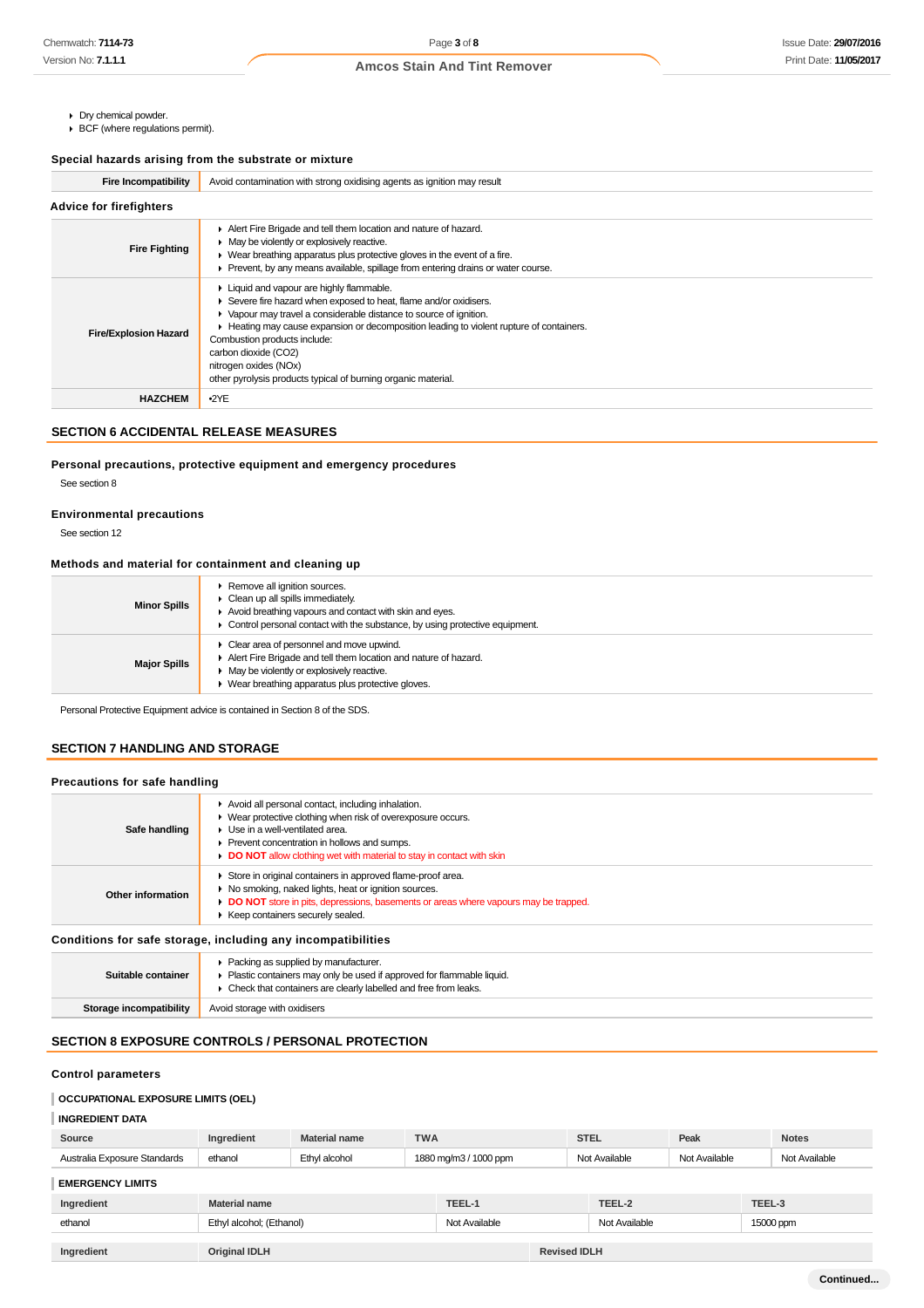- Dry chemical powder.
- BCF (where regulations permit).

### Special hazards arising from the substrate or mixture

| | |
|---|---|
| **Fire Incompatibility** | Avoid contamination with strong oxidising agents as ignition may result |

### Advice for firefighters

| | |
|---|---|
| **Fire Fighting** | - Alert Fire Brigade and tell them location and nature of hazard.<br>- May be violently or explosively reactive.<br>- Wear breathing apparatus plus protective gloves in the event of a fire.<br>- Prevent, by any means available, spillage from entering drains or water course. |
| **Fire/Explosion Hazard** | - Liquid and vapour are highly flammable.<br>- Severe fire hazard when exposed to heat, flame and/or oxidisers.<br>- Vapour may travel a considerable distance to source of ignition.<br>- Heating may cause expansion or decomposition leading to violent rupture of containers.<br>Combustion products include:<br>carbon dioxide ($CO_2$)<br>nitrogen oxides (NOx)<br>other pyrolysis products typical of burning organic material. |
| **HAZCHEM** | •2YE |

## SECTION 6 ACCIDENTAL RELEASE MEASURES

### Personal precautions, protective equipment and emergency procedures

See section 8

### Environmental precautions

See section 12

### Methods and material for containment and cleaning up

| | |
|---|---|
| **Minor Spills** | - Remove all ignition sources.<br>- Clean up all spills immediately.<br>- Avoid breathing vapours and contact with skin and eyes.<br>- Control personal contact with the substance, by using protective equipment. |
| **Major Spills** | - Clear area of personnel and move upwind.<br>- Alert Fire Brigade and tell them location and nature of hazard.<br>- May be violently or explosively reactive.<br>- Wear breathing apparatus plus protective gloves. |

Personal Protective Equipment advice is contained in Section 8 of the SDS.

## SECTION 7 HANDLING AND STORAGE

### Precautions for safe handling

| | |
|---|---|
| **Safe handling** | - Avoid all personal contact, including inhalation.<br>- Wear protective clothing when risk of overexposure occurs.<br>- Use in a well-ventilated area.<br>- Prevent concentration in hollows and sumps.<br>- **DO NOT** allow clothing wet with material to stay in contact with skin |
| **Other information** | - Store in original containers in approved flame-proof area.<br>- No smoking, naked lights, heat or ignition sources.<br>- **DO NOT** store in pits, depressions, basements or areas where vapours may be trapped.<br>- Keep containers securely sealed. |

### Conditions for safe storage, including any incompatibilities

| | |
|---|---|
| **Suitable container** | - Packing as supplied by manufacturer.<br>- Plastic containers may only be used if approved for flammable liquid.<br>- Check that containers are clearly labelled and free from leaks. |
| **Storage incompatibility** | Avoid storage with oxidisers |

## SECTION 8 EXPOSURE CONTROLS / PERSONAL PROTECTION

### Control parameters

**OCCUPATIONAL EXPOSURE LIMITS (OEL)**

**INGREDIENT DATA**

| Source | Ingredient | Material name | TWA | STEL | Peak | Notes |
|---|---|---|---|---|---|---|
| Australia Exposure Standards | ethanol | Ethyl alcohol | 1880 mg/m3 / 1000 ppm | Not Available | Not Available | Not Available |

**EMERGENCY LIMITS**

| Ingredient | Material name | TEEL-1 | TEEL-2 | TEEL-3 |
|---|---|---|---|---|
| ethanol | Ethyl alcohol; (Ethanol) | Not Available | Not Available | 15000 ppm |

| Ingredient | Original IDLH | Revised IDLH |
|---|---|---|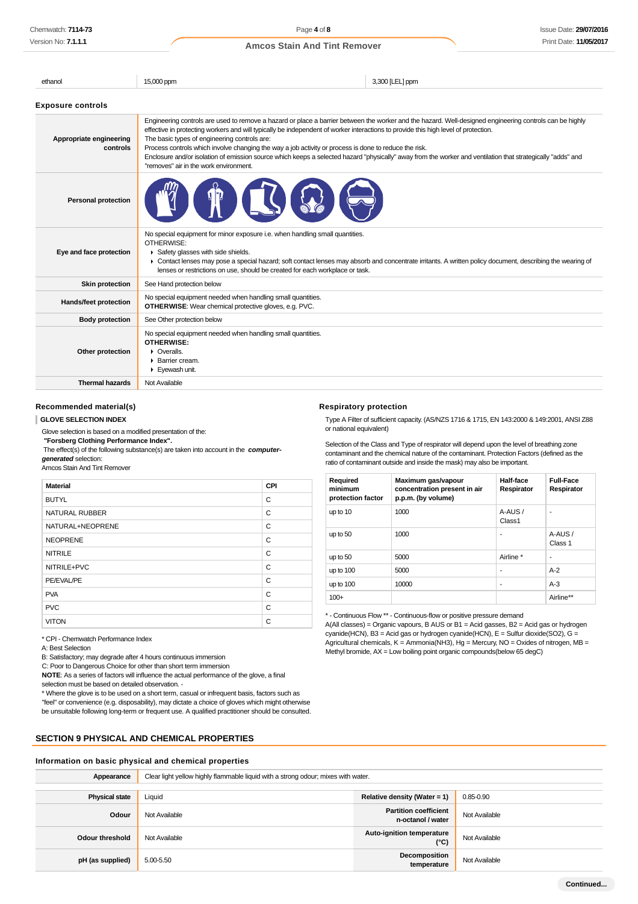| ethanol | 15,000 ppm | 3,300 [LEL] ppm |
|---|---|---|

### Exposure controls

| | |
|---|---|
| **Appropriate engineering controls** | Engineering controls are used to remove a hazard or place a barrier between the worker and the hazard. Well-designed engineering controls can be highly effective in protecting workers and will typically be independent of worker interactions to provide this high level of protection.<br>The basic types of engineering controls are:<br>Process controls which involve changing the way a job activity or process is done to reduce the risk.<br>Enclosure and/or isolation of emission source which keeps a selected hazard "physically" away from the worker and ventilation that strategically "adds" and "removes" air in the work environment. |
| **Personal protection** | |
| **Eye and face protection** | No special equipment for minor exposure i.e. when handling small quantities.<br>OTHERWISE:<br>▸ Safety glasses with side shields.<br>▸ Contact lenses may pose a special hazard; soft contact lenses may absorb and concentrate irritants. A written policy document, describing the wearing of lenses or restrictions on use, should be created for each workplace or task. |
| **Skin protection** | See Hand protection below |
| **Hands/feet protection** | No special equipment needed when handling small quantities.<br>**OTHERWISE**: Wear chemical protective gloves, e.g. PVC. |
| **Body protection** | See Other protection below |
| **Other protection** | No special equipment needed when handling small quantities.<br>**OTHERWISE:**<br>▸ Overalls.<br>▸ Barrier cream.<br>▸ Eyewash unit. |
| **Thermal hazards** | Not Available |

### Recommended material(s)

**GLOVE SELECTION INDEX**

Glove selection is based on a modified presentation of the:
**"Forsberg Clothing Performance Index".**
The effect(s) of the following substance(s) are taken into account in the ***computer-generated*** selection:
Amcos Stain And Tint Remover

| Material | CPI |
|---|---|
| BUTYL | C |
| NATURAL RUBBER | C |
| NATURAL+NEOPRENE | C |
| NEOPRENE | C |
| NITRILE | C |
| NITRILE+PVC | C |
| PE/EVAL/PE | C |
| PVA | C |
| PVC | C |
| VITON | C |

* CPI - Chemwatch Performance Index
A: Best Selection
B: Satisfactory; may degrade after 4 hours continuous immersion
C: Poor to Dangerous Choice for other than short term immersion
**NOTE**: As a series of factors will influence the actual performance of the glove, a final selection must be based on detailed observation. -
* Where the glove is to be used on a short term, casual or infrequent basis, factors such as "feel" or convenience (e.g. disposability), may dictate a choice of gloves which might otherwise be unsuitable following long-term or frequent use. A qualified practitioner should be consulted.

### Respiratory protection

Type A Filter of sufficient capacity. (AS/NZS 1716 & 1715, EN 143:2000 & 149:2001, ANSI Z88 or national equivalent)

Selection of the Class and Type of respirator will depend upon the level of breathing zone contaminant and the chemical nature of the contaminant. Protection Factors (defined as the ratio of contaminant outside and inside the mask) may also be important.

| Required minimum protection factor | Maximum gas/vapour concentration present in air p.p.m. (by volume) | Half-face Respirator | Full-Face Respirator |
|---|---|---|---|
| up to 10 | 1000 | A-AUS / Class1 | - |
| up to 50 | 1000 | - | A-AUS / Class 1 |
| up to 50 | 5000 | Airline * | - |
| up to 100 | 5000 | - | A-2 |
| up to 100 | 10000 | - | A-3 |
| 100+ | | | Airline** |

* - Continuous Flow ** - Continuous-flow or positive pressure demand
A(All classes) = Organic vapours, B AUS or B1 = Acid gasses, B2 = Acid gas or hydrogen cyanide(HCN), B3 = Acid gas or hydrogen cyanide(HCN), E = Sulfur dioxide($SO_2$), G = Agricultural chemicals, K = Ammonia($NH_3$), Hg = Mercury, NO = Oxides of nitrogen, MB = Methyl bromide, AX = Low boiling point organic compounds(below 65 degC)

## SECTION 9 PHYSICAL AND CHEMICAL PROPERTIES

### Information on basic physical and chemical properties

| | | | |
|---|---|---|---|
| **Appearance** | Clear light yellow highly flammable liquid with a strong odour; mixes with water. | | |
| **Physical state** | Liquid | **Relative density (Water = 1)** | 0.85-0.90 |
| **Odour** | Not Available | **Partition coefficient n-octanol / water** | Not Available |
| **Odour threshold** | Not Available | **Auto-ignition temperature (°C)** | Not Available |
| **pH (as supplied)** | 5.00-5.50 | **Decomposition temperature** | Not Available |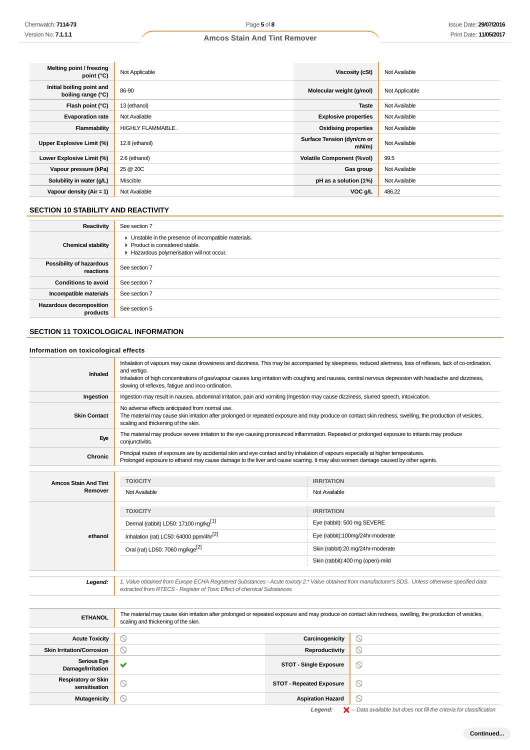| | | | |
|---|---|---|---|
| **Melting point / freezing point (°C)** | Not Applicable | **Viscosity (cSt)** | Not Available |
| **Initial boiling point and boiling range (°C)** | 86-90 | **Molecular weight (g/mol)** | Not Applicable |
| **Flash point (°C)** | 13 (ethanol) | **Taste** | Not Available |
| **Evaporation rate** | Not Available | **Explosive properties** | Not Available |
| **Flammability** | HIGHLY FLAMMABLE. | **Oxidising properties** | Not Available |
| **Upper Explosive Limit (%)** | 12.8 (ethanol) | **Surface Tension (dyn/cm or mN/m)** | Not Available |
| **Lower Explosive Limit (%)** | 2.6 (ethanol) | **Volatile Component (%vol)** | 99.5 |
| **Vapour pressure (kPa)** | 25 @ 20C | **Gas group** | Not Available |
| **Solubility in water (g/L)** | Miscible | **pH as a solution (1%)** | Not Available |
| **Vapour density (Air = 1)** | Not Available | **VOC g/L** | 486.22 |

## SECTION 10 STABILITY AND REACTIVITY

| | |
|---|---|
| **Reactivity** | See section 7 |
| **Chemical stability** | ▸ Unstable in the presence of incompatible materials.<br>▸ Product is considered stable.<br>▸ Hazardous polymerisation will not occur. |
| **Possibility of hazardous reactions** | See section 7 |
| **Conditions to avoid** | See section 7 |
| **Incompatible materials** | See section 7 |
| **Hazardous decomposition products** | See section 5 |

## SECTION 11 TOXICOLOGICAL INFORMATION

### Information on toxicological effects

| | |
|---|---|
| **Inhaled** | Inhalation of vapours may cause drowsiness and dizziness. This may be accompanied by sleepiness, reduced alertness, loss of reflexes, lack of co-ordination, and vertigo.<br>Inhalation of high concentrations of gas/vapour causes lung irritation with coughing and nausea, central nervous depression with headache and dizziness, slowing of reflexes, fatigue and inco-ordination. |
| **Ingestion** | Ingestion may result in nausea, abdominal irritation, pain and vomiting \|Ingestion may cause dizziness, slurred speech, intoxication. |
| **Skin Contact** | No adverse effects anticipated from normal use.<br>The material may cause skin irritation after prolonged or repeated exposure and may produce on contact skin redness, swelling, the production of vesicles, scaling and thickening of the skin. |
| **Eye** | The material may produce severe irritation to the eye causing pronounced inflammation. Repeated or prolonged exposure to irritants may produce conjunctivitis. |
| **Chronic** | Principal routes of exposure are by accidental skin and eye contact and by inhalation of vapours especially at higher temperatures.<br>Prolonged exposure to ethanol may cause damage to the liver and cause scarring. It may also worsen damage caused by other agents. |

| | TOXICITY | IRRITATION |
|---|---|---|
| **Amcos Stain And Tint Remover** | Not Available | Not Available |
| **ethanol** | **TOXICITY** | **IRRITATION** |
| | Dermal (rabbit) LD50: 17100 mg/kg[1] | Eye (rabbit): 500 mg SEVERE |
| | Inhalation (rat) LC50: 64000 ppm/4hr[2] | Eye (rabbit):100mg/24hr-moderate |
| | Oral (rat) LD50: 7060 mg/kge[2] | Skin (rabbit):20 mg/24hr-moderate |
| | | Skin (rabbit):400 mg (open)-mild |

| | |
|---|---|
| ***Legend:*** | *1. Value obtained from Europe ECHA Registered Substances - Acute toxicity 2.\* Value obtained from manufacturer's SDS. Unless otherwise specified data extracted from RTECS - Register of Toxic Effect of chemical Substances* |

| | |
|---|---|
| **ETHANOL** | The material may cause skin irritation after prolonged or repeated exposure and may produce on contact skin redness, swelling, the production of vesicles, scaling and thickening of the skin. |

| | | | |
|---|---|---|---|
| **Acute Toxicity** | ⦸ | **Carcinogenicity** | ⦸ |
| **Skin Irritation/Corrosion** | ⦸ | **Reproductivity** | ⦸ |
| **Serious Eye Damage/Irritation** | ✔ | **STOT - Single Exposure** | ⦸ |
| **Respiratory or Skin sensitisation** | ⦸ | **STOT - Repeated Exposure** | ⦸ |
| **Mutagenicity** | ⦸ | **Aspiration Hazard** | ⦸ |

***Legend:*** ✘ *– Data available but does not fill the criteria for classification*

**Continued...**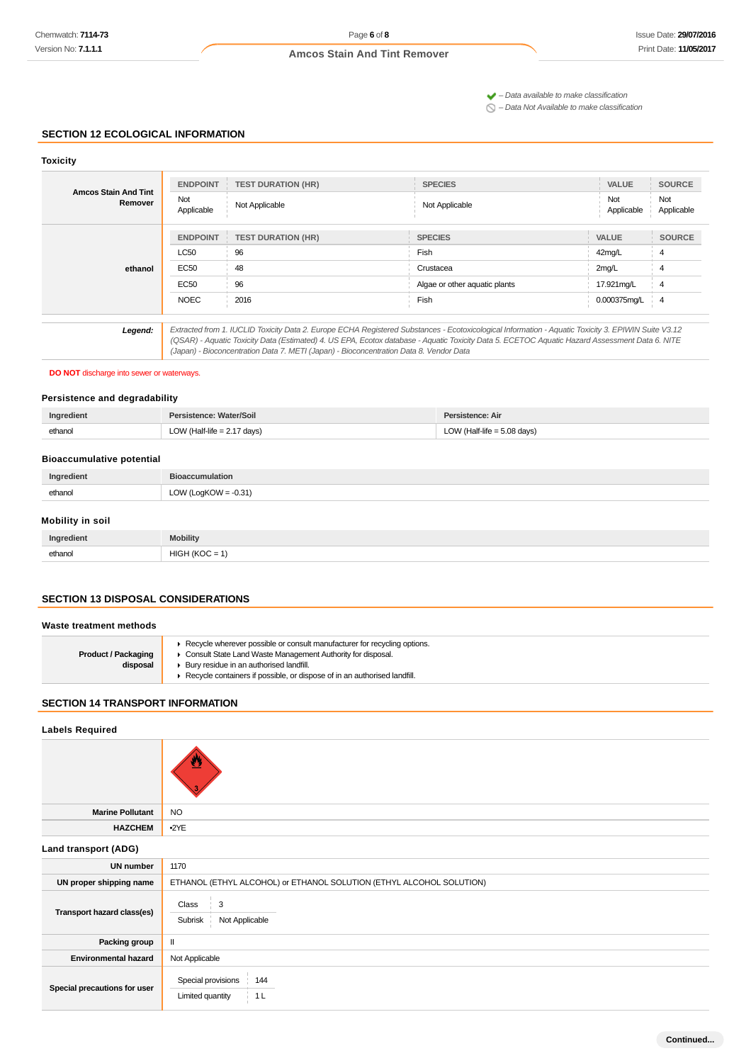✔ – Data available to make classification
⃠ – Data Not Available to make classification

## SECTION 12 ECOLOGICAL INFORMATION

### Toxicity

| | ENDPOINT | TEST DURATION (HR) | SPECIES | VALUE | SOURCE |
|---|---|---|---|---|---|
| **Amcos Stain And Tint Remover** | Not Applicable | Not Applicable | Not Applicable | Not Applicable | Not Applicable |

| | ENDPOINT | TEST DURATION (HR) | SPECIES | VALUE | SOURCE |
|---|---|---|---|---|---|
| **ethanol** | LC50 | 96 | Fish | 42mg/L | 4 |
| | EC50 | 48 | Crustacea | 2mg/L | 4 |
| | EC50 | 96 | Algae or other aquatic plants | 17.921mg/L | 4 |
| | NOEC | 2016 | Fish | 0.000375mg/L | 4 |

**Legend:** *Extracted from 1. IUCLID Toxicity Data 2. Europe ECHA Registered Substances - Ecotoxicological Information - Aquatic Toxicity 3. EPIWIN Suite V3.12 (QSAR) - Aquatic Toxicity Data (Estimated) 4. US EPA, Ecotox database - Aquatic Toxicity Data 5. ECETOC Aquatic Hazard Assessment Data 6. NITE (Japan) - Bioconcentration Data 7. METI (Japan) - Bioconcentration Data 8. Vendor Data*

**DO NOT** discharge into sewer or waterways.

### Persistence and degradability

| Ingredient | Persistence: Water/Soil | Persistence: Air |
|---|---|---|
| ethanol | LOW (Half-life = 2.17 days) | LOW (Half-life = 5.08 days) |

### Bioaccumulative potential

| Ingredient | Bioaccumulation |
|---|---|
| ethanol | LOW (LogKOW = -0.31) |

### Mobility in soil

| Ingredient | Mobility |
|---|---|
| ethanol | HIGH (KOC = 1) |

## SECTION 13 DISPOSAL CONSIDERATIONS

### Waste treatment methods

**Product / Packaging disposal**

- Recycle wherever possible or consult manufacturer for recycling options.
- Consult State Land Waste Management Authority for disposal.
- Bury residue in an authorised landfill.
- Recycle containers if possible, or dispose of in an authorised landfill.

## SECTION 14 TRANSPORT INFORMATION

### Labels Required

| | |
|---|---|
| **Marine Pollutant** | NO |
| **HAZCHEM** | •2YE |

### Land transport (ADG)

| | |
|---|---|
| **UN number** | 1170 |
| **UN proper shipping name** | ETHANOL (ETHYL ALCOHOL) or ETHANOL SOLUTION (ETHYL ALCOHOL SOLUTION) |
| **Transport hazard class(es)** | Class: 3; Subrisk: Not Applicable |
| **Packing group** | II |
| **Environmental hazard** | Not Applicable |
| **Special precautions for user** | Special provisions: 144; Limited quantity: 1 L |

Continued...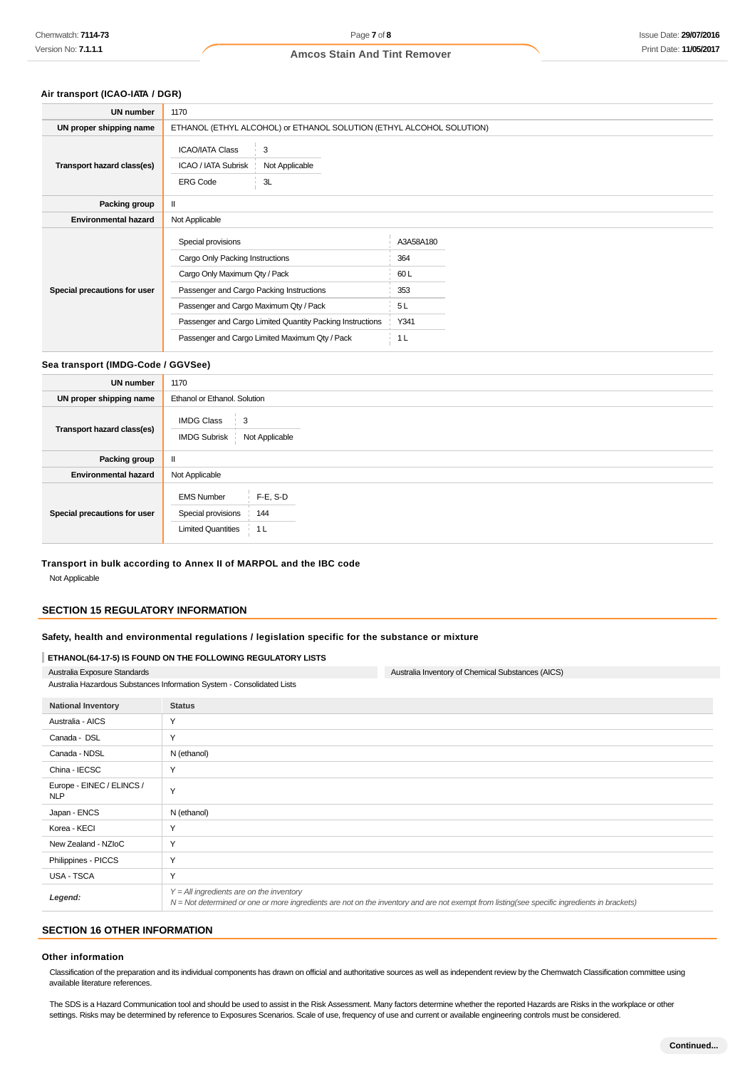### Air transport (ICAO-IATA / DGR)

| | |
|---|---|
| **UN number** | 1170 |
| **UN proper shipping name** | ETHANOL (ETHYL ALCOHOL) or ETHANOL SOLUTION (ETHYL ALCOHOL SOLUTION) |
| **Transport hazard class(es)** | ICAO/IATA Class: 3<br>ICAO / IATA Subrisk: Not Applicable<br>ERG Code: 3L |
| **Packing group** | II |
| **Environmental hazard** | Not Applicable |
| **Special precautions for user** | Special provisions: A3A58A180<br>Cargo Only Packing Instructions: 364<br>Cargo Only Maximum Qty / Pack: 60 L<br>Passenger and Cargo Packing Instructions: 353<br>Passenger and Cargo Maximum Qty / Pack: 5 L<br>Passenger and Cargo Limited Quantity Packing Instructions: Y341<br>Passenger and Cargo Limited Maximum Qty / Pack: 1 L |

### Sea transport (IMDG-Code / GGVSee)

| | |
|---|---|
| **UN number** | 1170 |
| **UN proper shipping name** | Ethanol or Ethanol. Solution |
| **Transport hazard class(es)** | IMDG Class: 3<br>IMDG Subrisk: Not Applicable |
| **Packing group** | II |
| **Environmental hazard** | Not Applicable |
| **Special precautions for user** | EMS Number: F-E, S-D<br>Special provisions: 144<br>Limited Quantities: 1 L |

### Transport in bulk according to Annex II of MARPOL and the IBC code

Not Applicable

## SECTION 15 REGULATORY INFORMATION

### Safety, health and environmental regulations / legislation specific for the substance or mixture

#### ETHANOL(64-17-5) IS FOUND ON THE FOLLOWING REGULATORY LISTS

Australia Exposure Standards
Australia Inventory of Chemical Substances (AICS)
Australia Hazardous Substances Information System - Consolidated Lists

| National Inventory | Status |
|---|---|
| Australia - AICS | Y |
| Canada - DSL | Y |
| Canada - NDSL | N (ethanol) |
| China - IECSC | Y |
| Europe - EINEC / ELINCS / NLP | Y |
| Japan - ENCS | N (ethanol) |
| Korea - KECI | Y |
| New Zealand - NZIoC | Y |
| Philippines - PICCS | Y |
| USA - TSCA | Y |
| ***Legend:*** | *Y = All ingredients are on the inventory*<br>*N = Not determined or one or more ingredients are not on the inventory and are not exempt from listing(see specific ingredients in brackets)* |

## SECTION 16 OTHER INFORMATION

### Other information

Classification of the preparation and its individual components has drawn on official and authoritative sources as well as independent review by the Chemwatch Classification committee using available literature references.

The SDS is a Hazard Communication tool and should be used to assist in the Risk Assessment. Many factors determine whether the reported Hazards are Risks in the workplace or other settings. Risks may be determined by reference to Exposures Scenarios. Scale of use, frequency of use and current or available engineering controls must be considered.

Continued...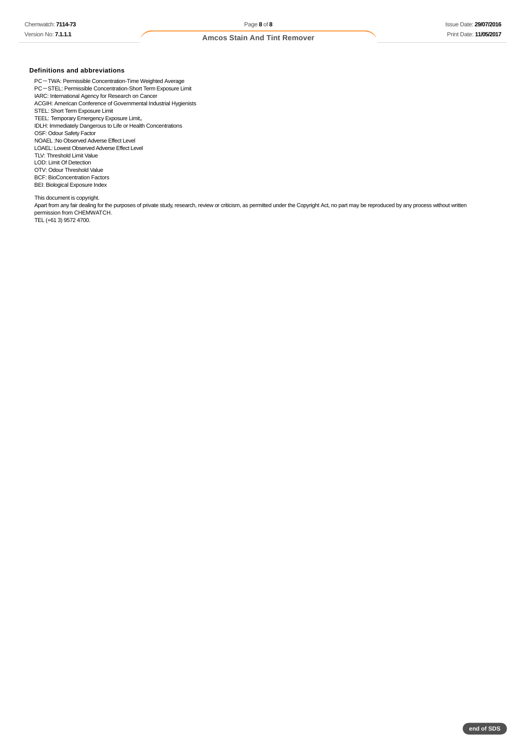### Definitions and abbreviations

PC－TWA: Permissible Concentration-Time Weighted Average
PC－STEL: Permissible Concentration-Short Term Exposure Limit
IARC: International Agency for Research on Cancer
ACGIH: American Conference of Governmental Industrial Hygienists
STEL: Short Term Exposure Limit
TEEL: Temporary Emergency Exposure Limit。
IDLH: Immediately Dangerous to Life or Health Concentrations
OSF: Odour Safety Factor
NOAEL :No Observed Adverse Effect Level
LOAEL: Lowest Observed Adverse Effect Level
TLV: Threshold Limit Value
LOD: Limit Of Detection
OTV: Odour Threshold Value
BCF: BioConcentration Factors
BEI: Biological Exposure Index

This document is copyright.
Apart from any fair dealing for the purposes of private study, research, review or criticism, as permitted under the Copyright Act, no part may be reproduced by any process without written permission from CHEMWATCH.
TEL (+61 3) 9572 4700.

end of SDS